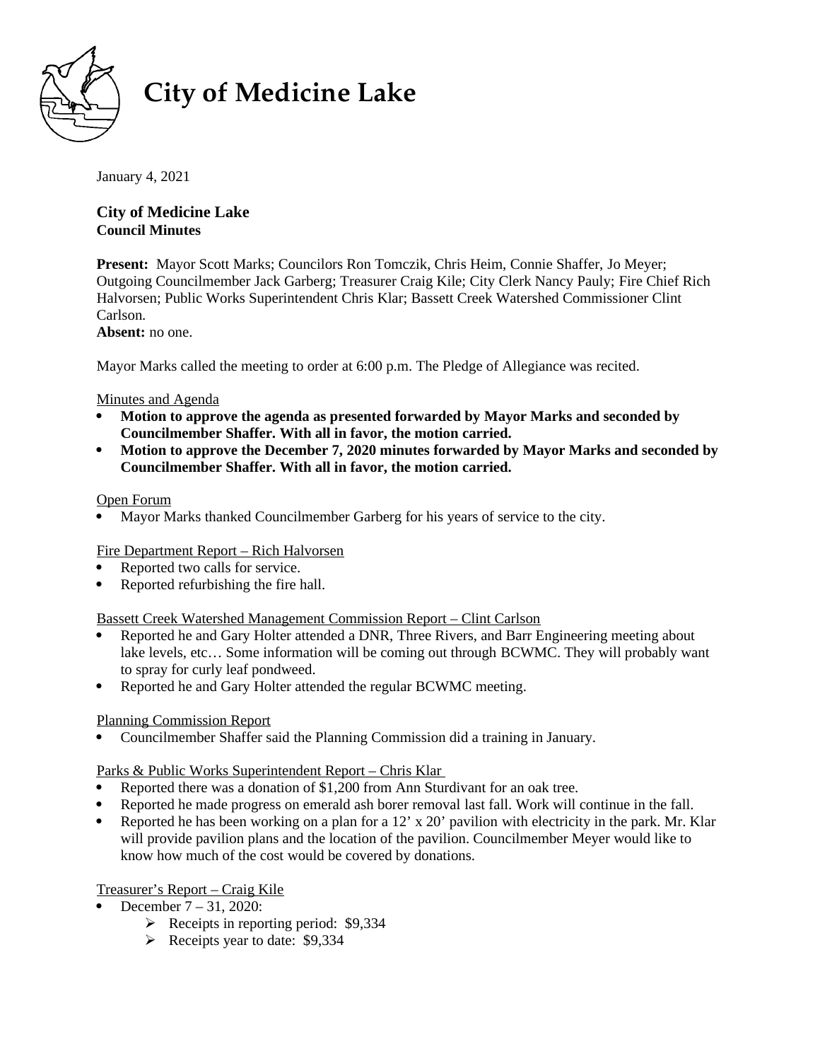# City of Medicine Lake

January 4, 2021

**City of Medicine Lake**
**Council Minutes**

**Present:** Mayor Scott Marks; Councilors Ron Tomczik, Chris Heim, Connie Shaffer, Jo Meyer; Outgoing Councilmember Jack Garberg; Treasurer Craig Kile; City Clerk Nancy Pauly; Fire Chief Rich Halvorsen; Public Works Superintendent Chris Klar; Bassett Creek Watershed Commissioner Clint Carlson.
**Absent:** no one.

Mayor Marks called the meeting to order at 6:00 p.m. The Pledge of Allegiance was recited.

<u>Minutes and Agenda</u>

- **Motion to approve the agenda as presented forwarded by Mayor Marks and seconded by Councilmember Shaffer. With all in favor, the motion carried.**
- **Motion to approve the December 7, 2020 minutes forwarded by Mayor Marks and seconded by Councilmember Shaffer. With all in favor, the motion carried.**

<u>Open Forum</u>

- Mayor Marks thanked Councilmember Garberg for his years of service to the city.

<u>Fire Department Report – Rich Halvorsen</u>

- Reported two calls for service.
- Reported refurbishing the fire hall.

<u>Bassett Creek Watershed Management Commission Report – Clint Carlson</u>

- Reported he and Gary Holter attended a DNR, Three Rivers, and Barr Engineering meeting about lake levels, etc… Some information will be coming out through BCWMC. They will probably want to spray for curly leaf pondweed.
- Reported he and Gary Holter attended the regular BCWMC meeting.

<u>Planning Commission Report</u>

- Councilmember Shaffer said the Planning Commission did a training in January.

<u>Parks & Public Works Superintendent Report – Chris Klar</u>

- Reported there was a donation of $1,200 from Ann Sturdivant for an oak tree.
- Reported he made progress on emerald ash borer removal last fall. Work will continue in the fall.
- Reported he has been working on a plan for a 12' x 20' pavilion with electricity in the park. Mr. Klar will provide pavilion plans and the location of the pavilion. Councilmember Meyer would like to know how much of the cost would be covered by donations.

<u>Treasurer's Report – Craig Kile</u>

- December 7 – 31, 2020:
  - Receipts in reporting period: $9,334
  - Receipts year to date: $9,334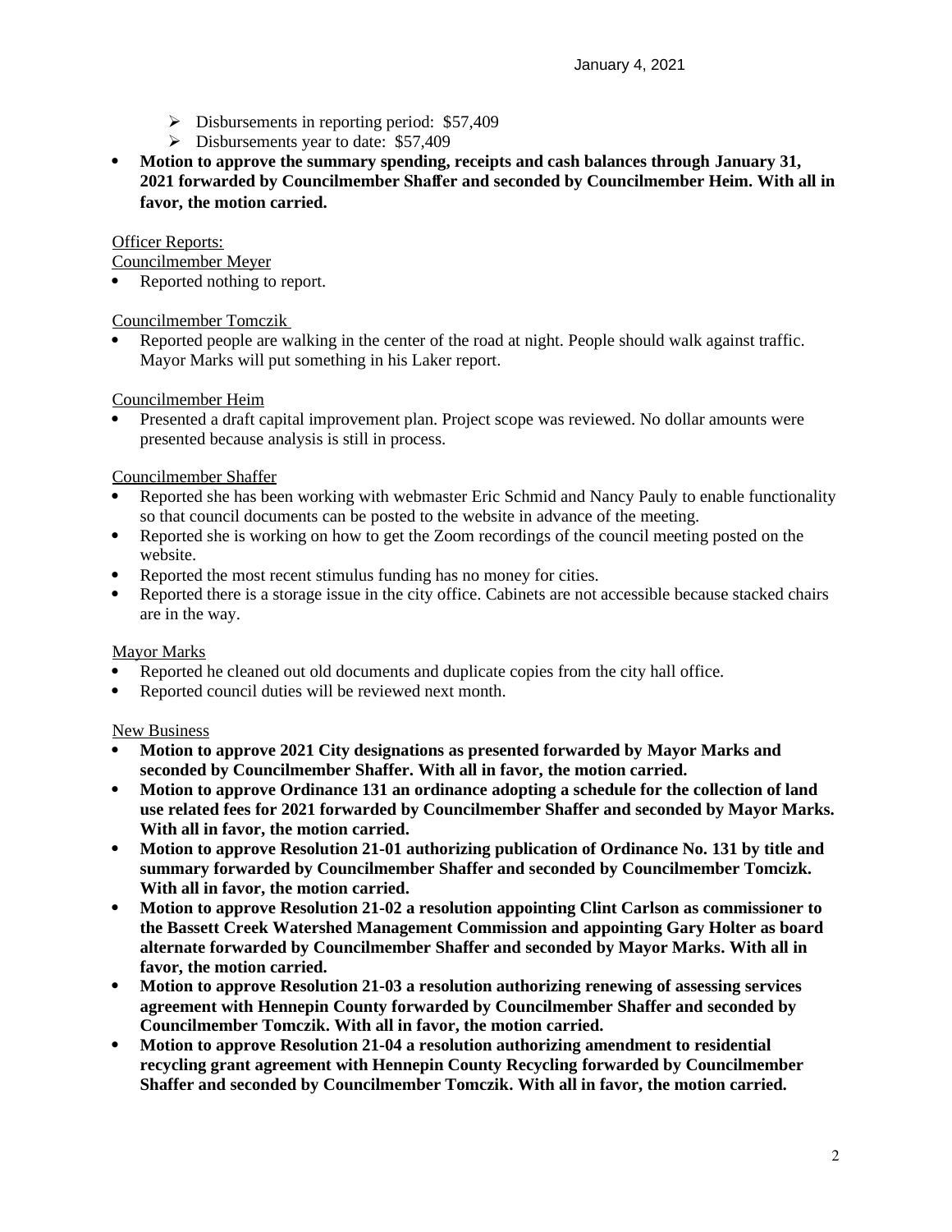- Disbursements in reporting period: $57,409
- Disbursements year to date: $57,409

- **Motion to approve the summary spending, receipts and cash balances through January 31, 2021 forwarded by Councilmember Shaffer and seconded by Councilmember Heim. With all in favor, the motion carried.**

Officer Reports:

Councilmember Meyer

- Reported nothing to report.

Councilmember Tomczik

- Reported people are walking in the center of the road at night. People should walk against traffic. Mayor Marks will put something in his Laker report.

Councilmember Heim

- Presented a draft capital improvement plan. Project scope was reviewed. No dollar amounts were presented because analysis is still in process.

Councilmember Shaffer

- Reported she has been working with webmaster Eric Schmid and Nancy Pauly to enable functionality so that council documents can be posted to the website in advance of the meeting.
- Reported she is working on how to get the Zoom recordings of the council meeting posted on the website.
- Reported the most recent stimulus funding has no money for cities.
- Reported there is a storage issue in the city office. Cabinets are not accessible because stacked chairs are in the way.

Mayor Marks

- Reported he cleaned out old documents and duplicate copies from the city hall office.
- Reported council duties will be reviewed next month.

New Business

- **Motion to approve 2021 City designations as presented forwarded by Mayor Marks and seconded by Councilmember Shaffer. With all in favor, the motion carried.**
- **Motion to approve Ordinance 131 an ordinance adopting a schedule for the collection of land use related fees for 2021 forwarded by Councilmember Shaffer and seconded by Mayor Marks. With all in favor, the motion carried.**
- **Motion to approve Resolution 21-01 authorizing publication of Ordinance No. 131 by title and summary forwarded by Councilmember Shaffer and seconded by Councilmember Tomcizk. With all in favor, the motion carried.**
- **Motion to approve Resolution 21-02 a resolution appointing Clint Carlson as commissioner to the Bassett Creek Watershed Management Commission and appointing Gary Holter as board alternate forwarded by Councilmember Shaffer and seconded by Mayor Marks. With all in favor, the motion carried.**
- **Motion to approve Resolution 21-03 a resolution authorizing renewing of assessing services agreement with Hennepin County forwarded by Councilmember Shaffer and seconded by Councilmember Tomczik. With all in favor, the motion carried.**
- **Motion to approve Resolution 21-04 a resolution authorizing amendment to residential recycling grant agreement with Hennepin County Recycling forwarded by Councilmember Shaffer and seconded by Councilmember Tomczik. With all in favor, the motion carried.**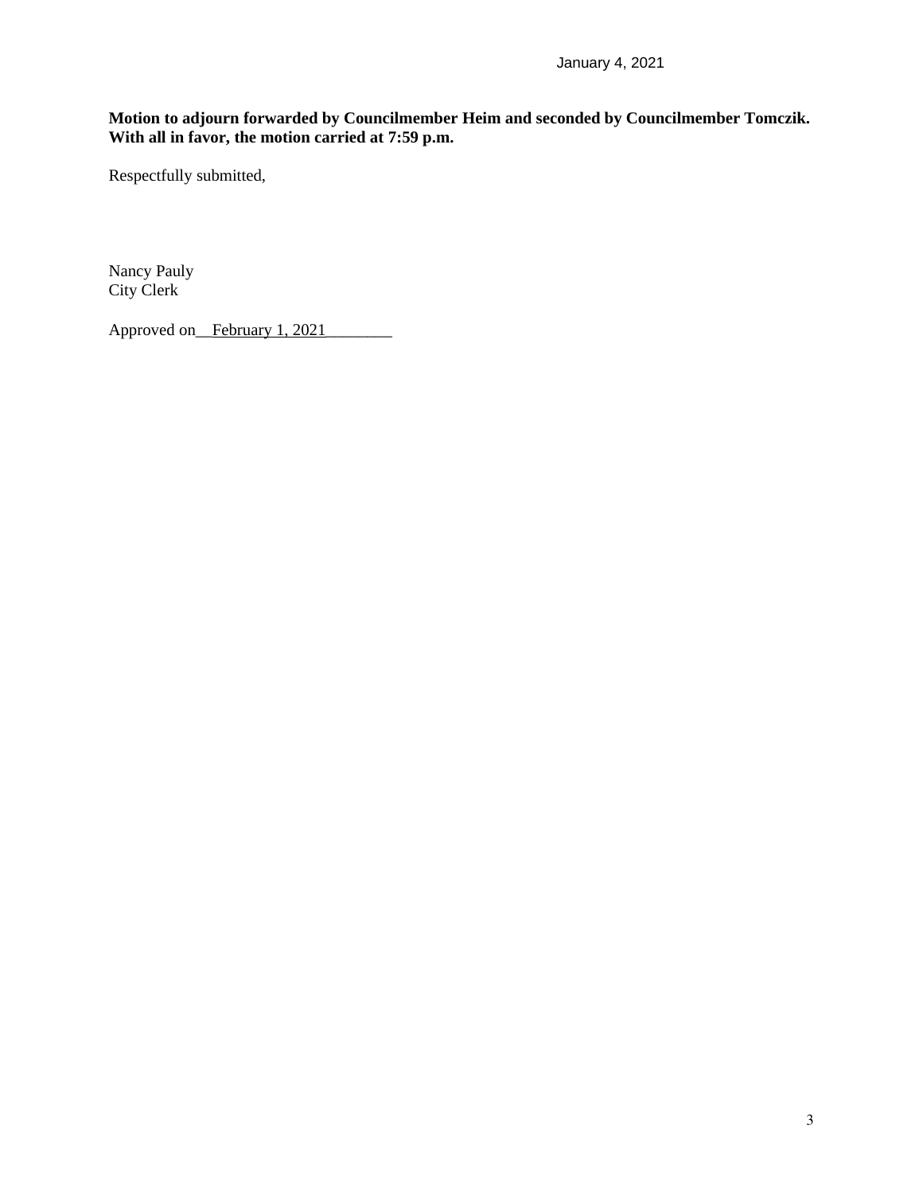**Motion to adjourn forwarded by Councilmember Heim and seconded by Councilmember Tomczik. With all in favor, the motion carried at 7:59 p.m.**

Respectfully submitted,

Nancy Pauly
City Clerk

Approved on__February 1, 2021________